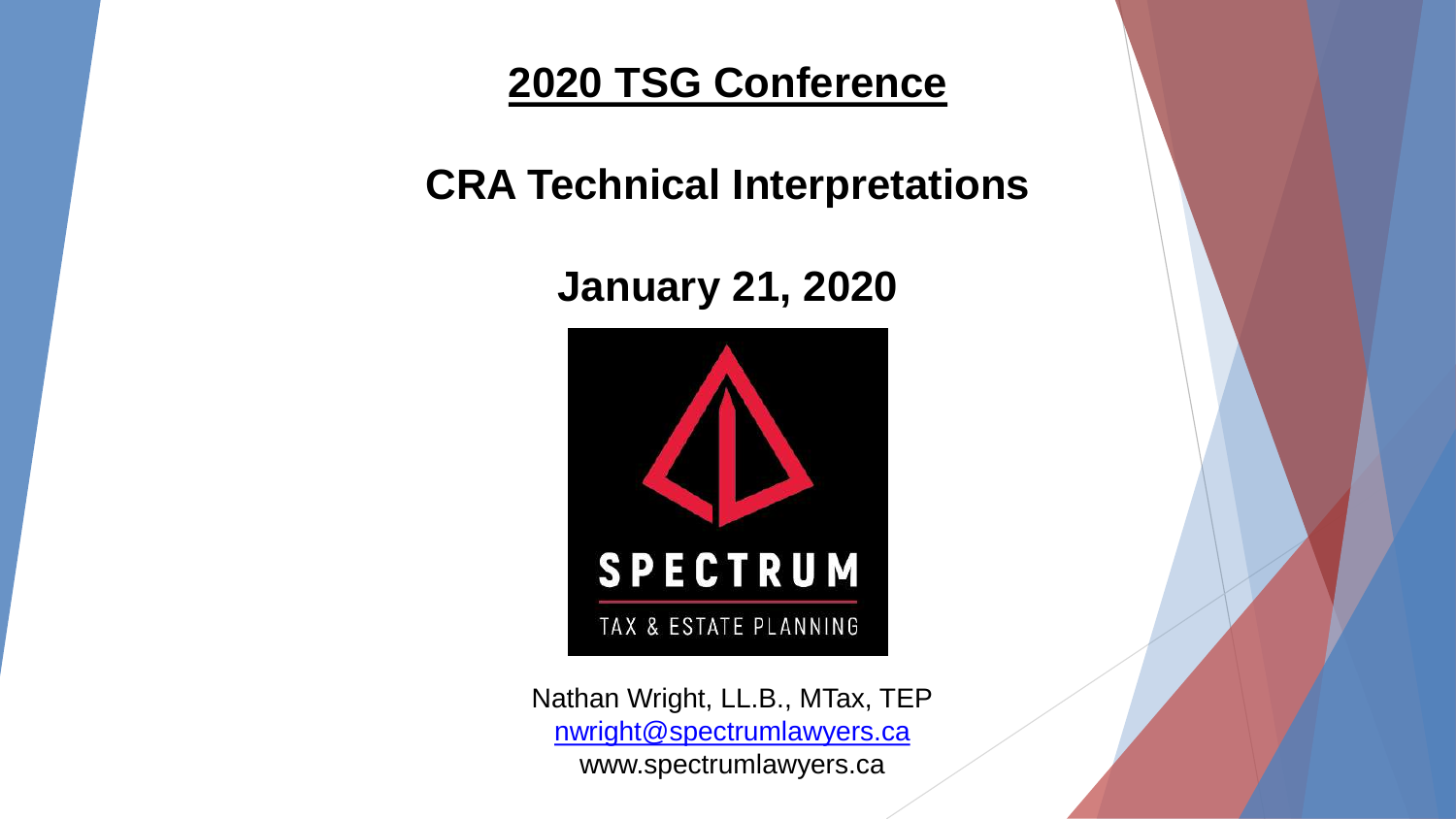# 2020 TSG Conference

## CRA Technical Interpretations

## January 21, 2020

SPECTRUM

TAX & ESTATE PLANNING

Nathan Wright, LL.B., MTax, TEP

nwright@spectrumlawyers.ca

www.spectrumlawyers.ca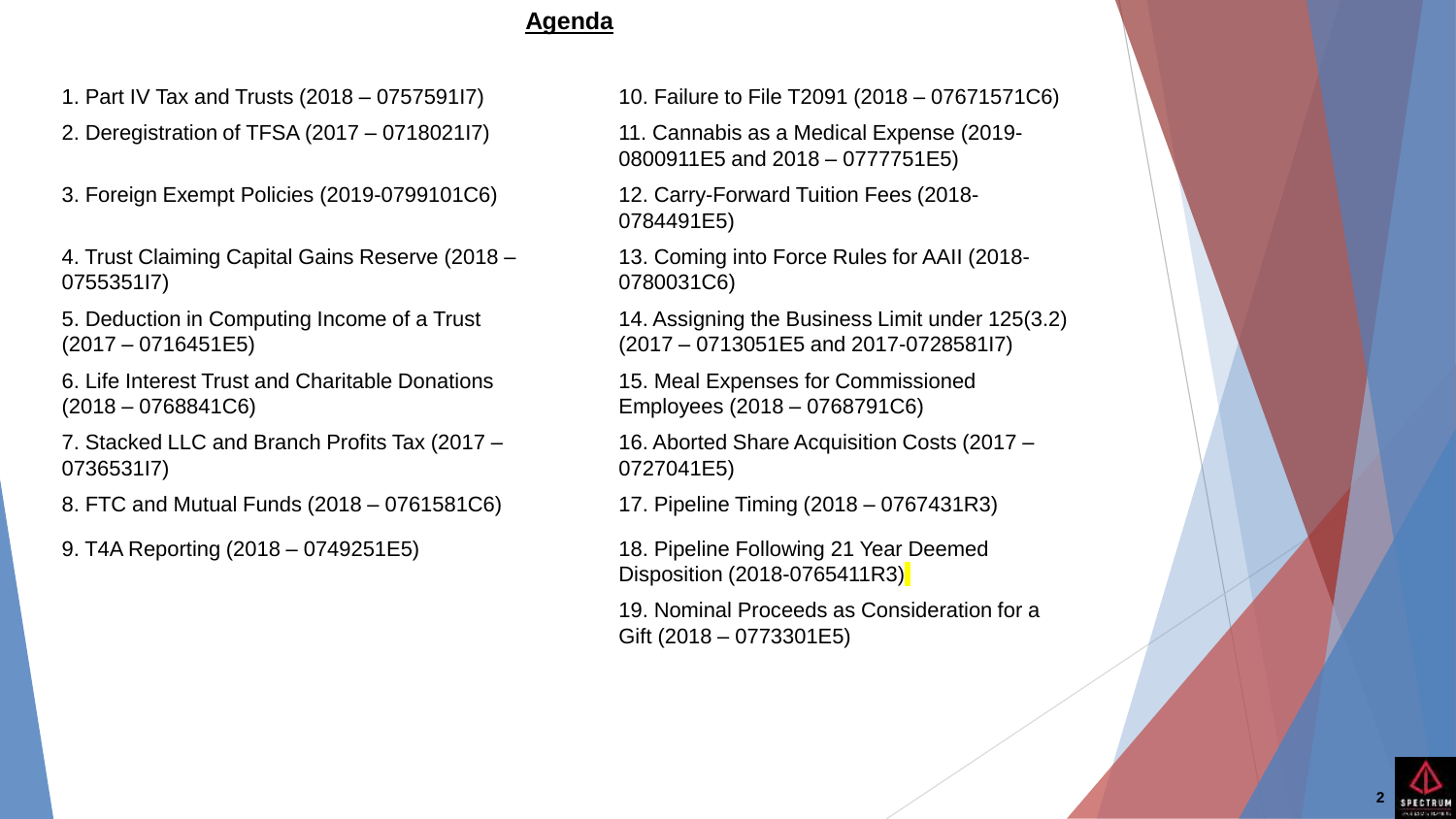## Agenda

1. Part IV Tax and Trusts (2018 – 0757591I7)
2. Deregistration of TFSA (2017 – 0718021I7)
3. Foreign Exempt Policies (2019-0799101C6)
4. Trust Claiming Capital Gains Reserve (2018 – 0755351I7)
5. Deduction in Computing Income of a Trust (2017 – 0716451E5)
6. Life Interest Trust and Charitable Donations (2018 – 0768841C6)
7. Stacked LLC and Branch Profits Tax (2017 – 0736531I7)
8. FTC and Mutual Funds (2018 – 0761581C6)
9. T4A Reporting (2018 – 0749251E5)
10. Failure to File T2091 (2018 – 07671571C6)
11. Cannabis as a Medical Expense (2019-0800911E5 and 2018 – 0777751E5)
12. Carry-Forward Tuition Fees (2018-0784491E5)
13. Coming into Force Rules for AAII (2018-0780031C6)
14. Assigning the Business Limit under 125(3.2) (2017 – 0713051E5 and 2017-0728581I7)
15. Meal Expenses for Commissioned Employees (2018 – 0768791C6)
16. Aborted Share Acquisition Costs (2017 – 0727041E5)
17. Pipeline Timing (2018 – 0767431R3)
18. Pipeline Following 21 Year Deemed Disposition (2018-0765411R3)
19. Nominal Proceeds as Consideration for a Gift (2018 – 0773301E5)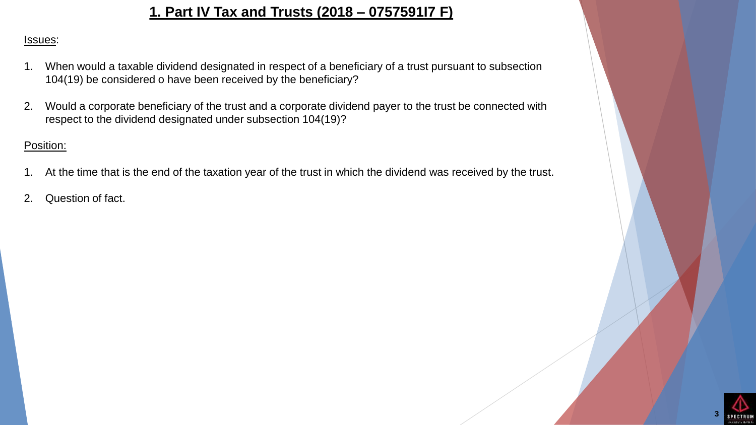## 1. Part IV Tax and Trusts (2018 – 0757591I7 F)

Issues:

1. When would a taxable dividend designated in respect of a beneficiary of a trust pursuant to subsection 104(19) be considered o have been received by the beneficiary?

2. Would a corporate beneficiary of the trust and a corporate dividend payer to the trust be connected with respect to the dividend designated under subsection 104(19)?

Position:

1. At the time that is the end of the taxation year of the trust in which the dividend was received by the trust.

2. Question of fact.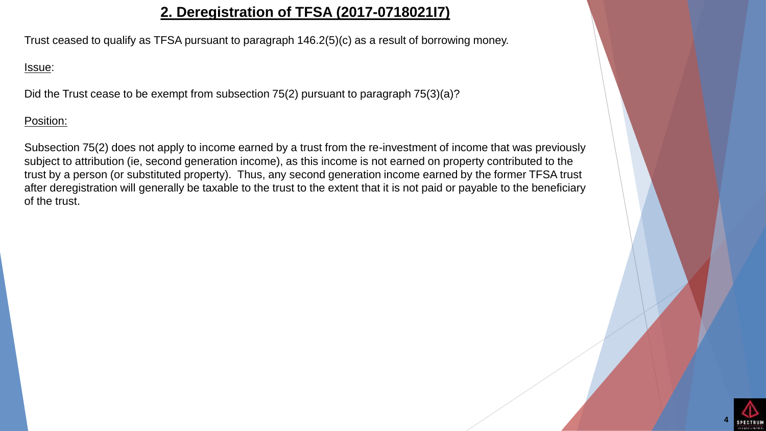## 2. Deregistration of TFSA (2017-0718021I7)

Trust ceased to qualify as TFSA pursuant to paragraph 146.2(5)(c) as a result of borrowing money.

Issue:

Did the Trust cease to be exempt from subsection 75(2) pursuant to paragraph 75(3)(a)?

Position:

Subsection 75(2) does not apply to income earned by a trust from the re-investment of income that was previously subject to attribution (ie, second generation income), as this income is not earned on property contributed to the trust by a person (or substituted property). Thus, any second generation income earned by the former TFSA trust after deregistration will generally be taxable to the trust to the extent that it is not paid or payable to the beneficiary of the trust.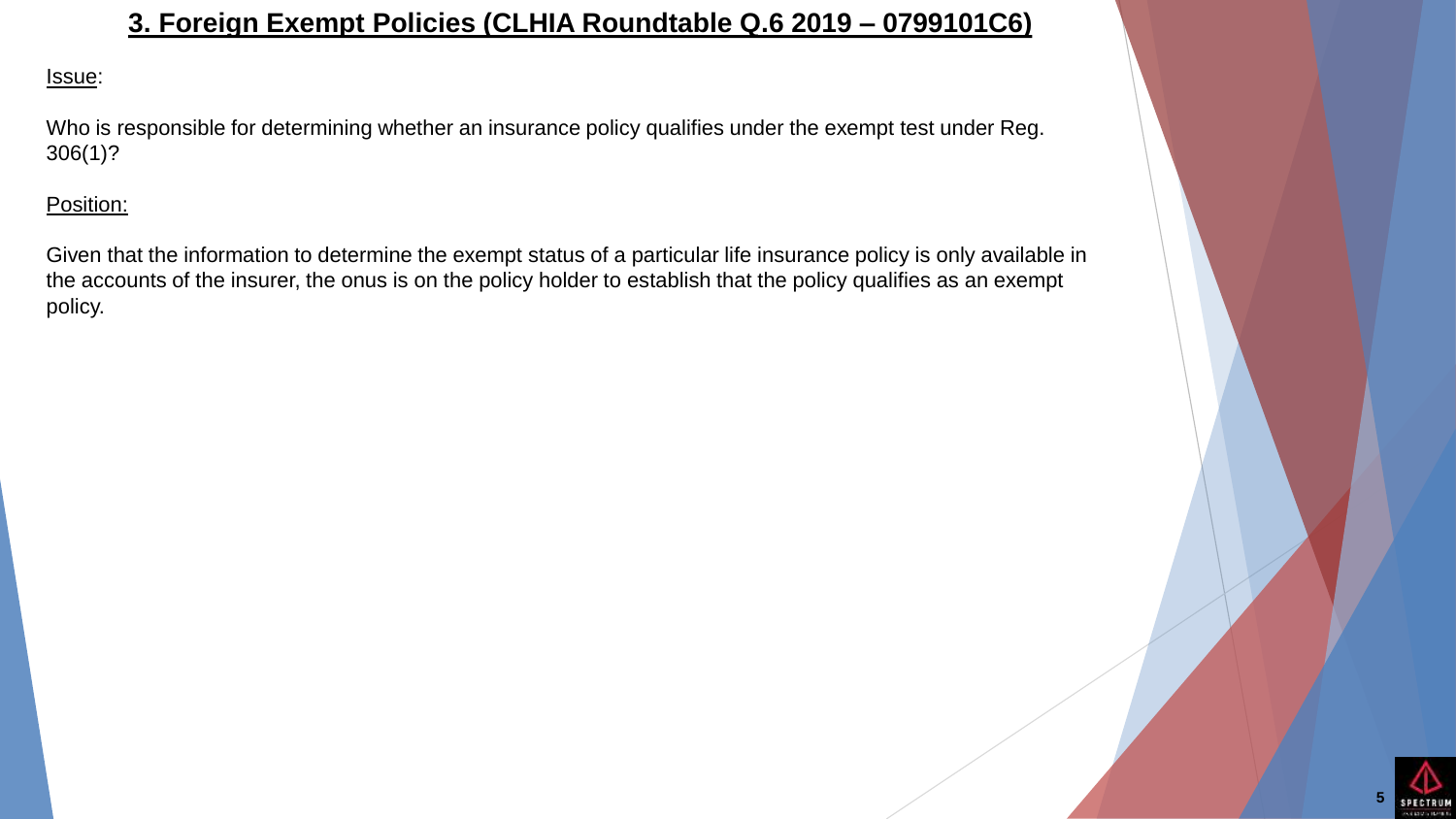# 3. Foreign Exempt Policies (CLHIA Roundtable Q.6 2019 – 0799101C6)

Issue:

Who is responsible for determining whether an insurance policy qualifies under the exempt test under Reg. 306(1)?

Position:

Given that the information to determine the exempt status of a particular life insurance policy is only available in the accounts of the insurer, the onus is on the policy holder to establish that the policy qualifies as an exempt policy.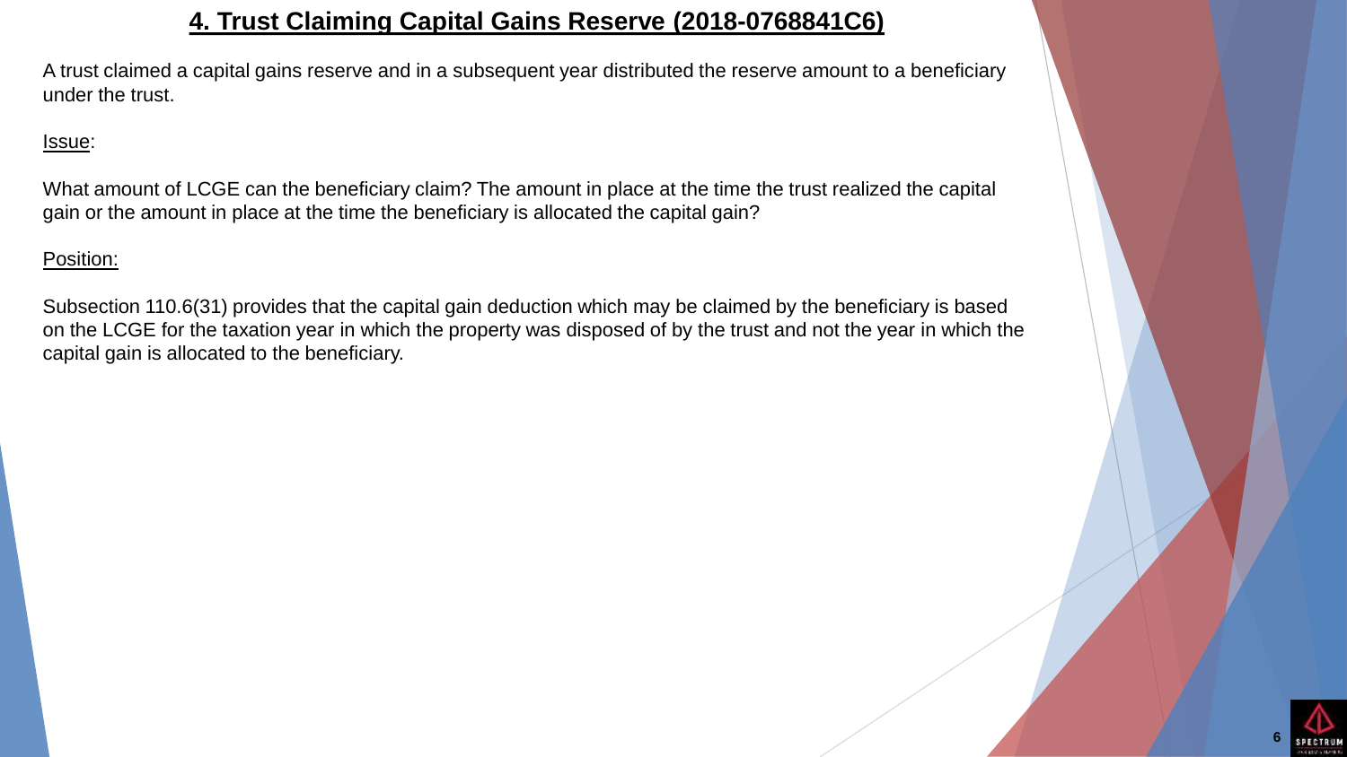# 4. Trust Claiming Capital Gains Reserve (2018-0768841C6)

A trust claimed a capital gains reserve and in a subsequent year distributed the reserve amount to a beneficiary under the trust.

Issue:

What amount of LCGE can the beneficiary claim? The amount in place at the time the trust realized the capital gain or the amount in place at the time the beneficiary is allocated the capital gain?

Position:

Subsection 110.6(31) provides that the capital gain deduction which may be claimed by the beneficiary is based on the LCGE for the taxation year in which the property was disposed of by the trust and not the year in which the capital gain is allocated to the beneficiary.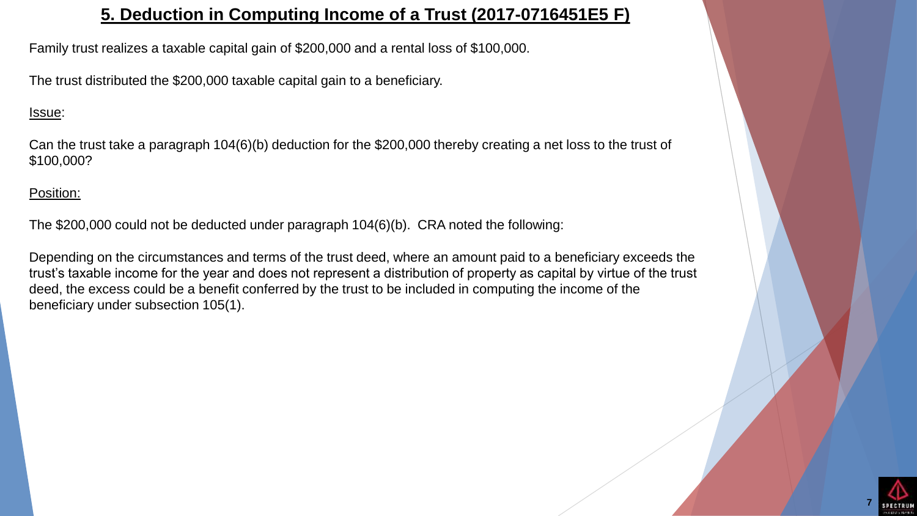# 5. Deduction in Computing Income of a Trust (2017-0716451E5 F)

Family trust realizes a taxable capital gain of $200,000 and a rental loss of $100,000.

The trust distributed the $200,000 taxable capital gain to a beneficiary.

Issue:

Can the trust take a paragraph 104(6)(b) deduction for the $200,000 thereby creating a net loss to the trust of $100,000?

Position:

The $200,000 could not be deducted under paragraph 104(6)(b). CRA noted the following:

Depending on the circumstances and terms of the trust deed, where an amount paid to a beneficiary exceeds the trust's taxable income for the year and does not represent a distribution of property as capital by virtue of the trust deed, the excess could be a benefit conferred by the trust to be included in computing the income of the beneficiary under subsection 105(1).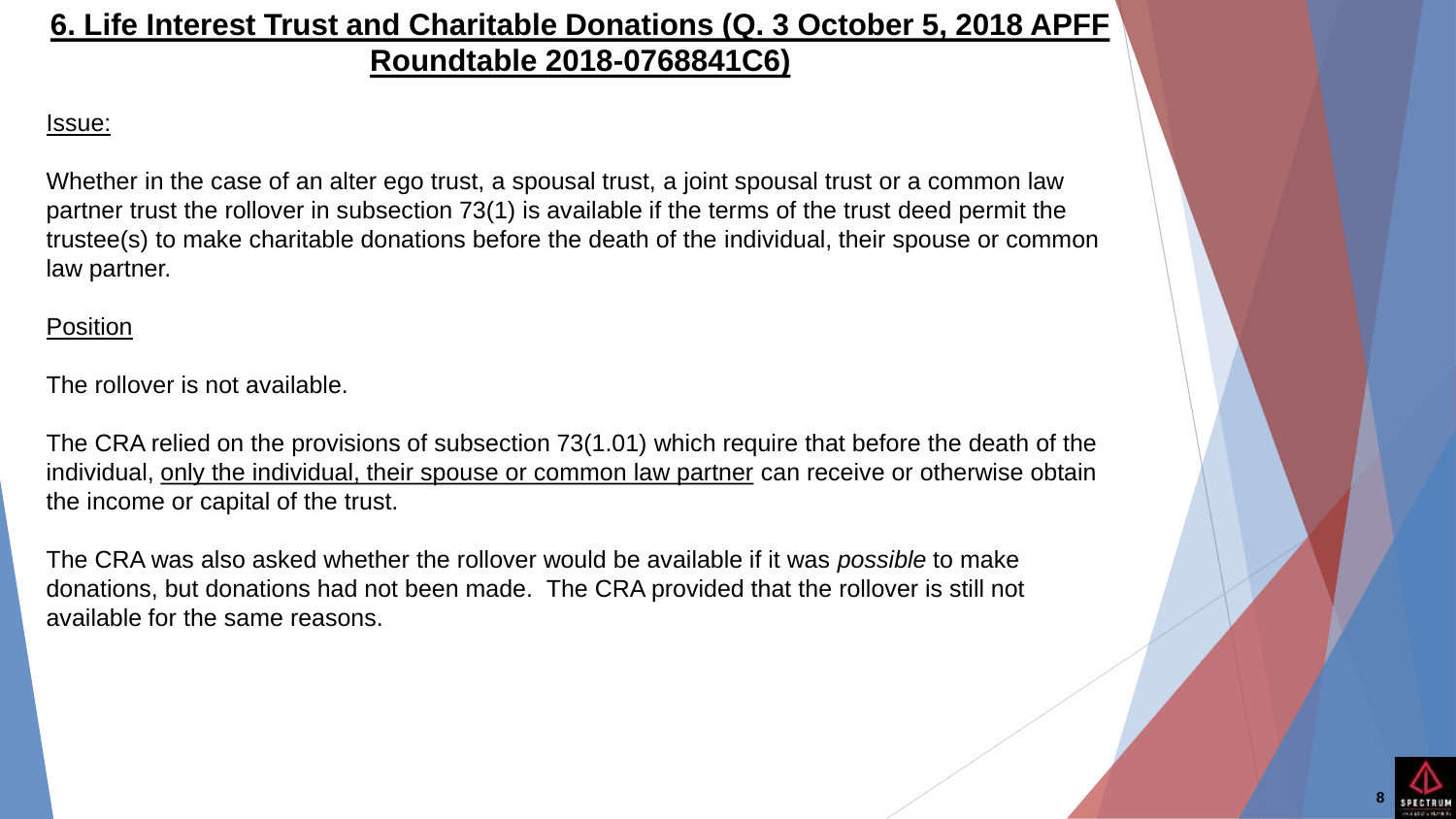## 6. Life Interest Trust and Charitable Donations (Q. 3 October 5, 2018 APFF Roundtable 2018-0768841C6)

Issue:

Whether in the case of an alter ego trust, a spousal trust, a joint spousal trust or a common law partner trust the rollover in subsection 73(1) is available if the terms of the trust deed permit the trustee(s) to make charitable donations before the death of the individual, their spouse or common law partner.

Position

The rollover is not available.

The CRA relied on the provisions of subsection 73(1.01) which require that before the death of the individual, only the individual, their spouse or common law partner can receive or otherwise obtain the income or capital of the trust.

The CRA was also asked whether the rollover would be available if it was *possible* to make donations, but donations had not been made. The CRA provided that the rollover is still not available for the same reasons.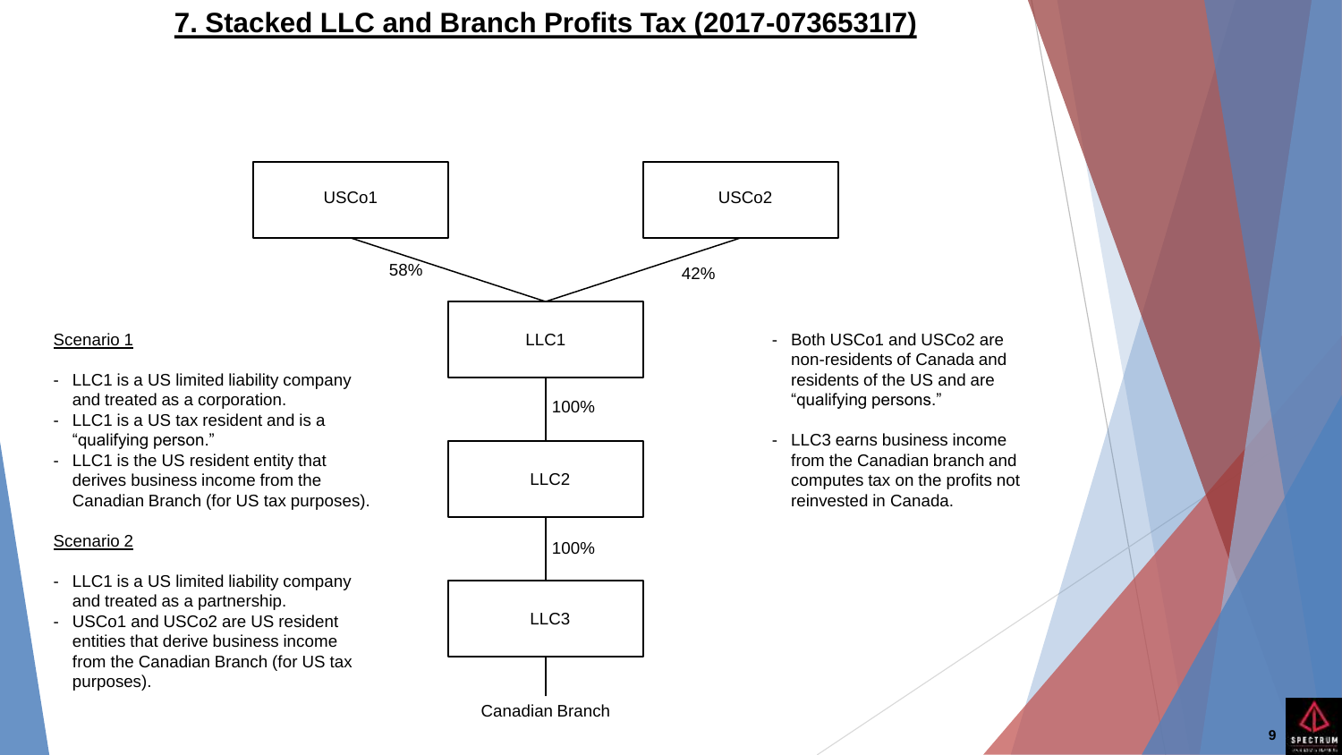# 7. Stacked LLC and Branch Profits Tax (2017-0736531I7)

USCo1

USCo2

58%

42%

LLC1

100%

LLC2

100%

LLC3

Canadian Branch

Scenario 1

- LLC1 is a US limited liability company and treated as a corporation.
- LLC1 is a US tax resident and is a "qualifying person."
- LLC1 is the US resident entity that derives business income from the Canadian Branch (for US tax purposes).

Scenario 2

- LLC1 is a US limited liability company and treated as a partnership.
- USCo1 and USCo2 are US resident entities that derive business income from the Canadian Branch (for US tax purposes).

- Both USCo1 and USCo2 are non-residents of Canada and residents of the US and are "qualifying persons."
- LLC3 earns business income from the Canadian branch and computes tax on the profits not reinvested in Canada.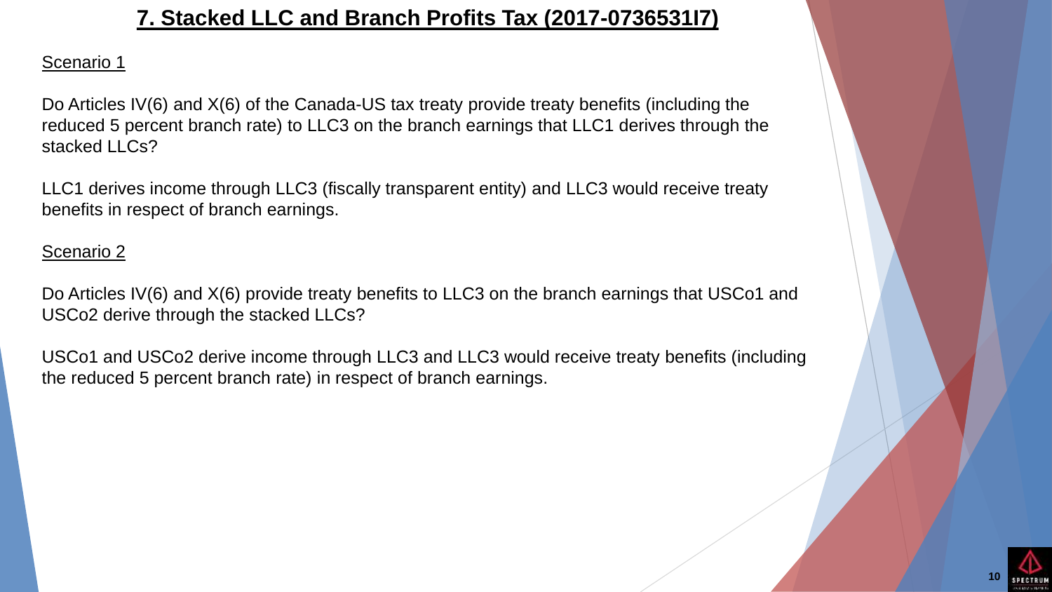# 7. Stacked LLC and Branch Profits Tax (2017-0736531I7)

Scenario 1

Do Articles IV(6) and X(6) of the Canada-US tax treaty provide treaty benefits (including the reduced 5 percent branch rate) to LLC3 on the branch earnings that LLC1 derives through the stacked LLCs?

LLC1 derives income through LLC3 (fiscally transparent entity) and LLC3 would receive treaty benefits in respect of branch earnings.

Scenario 2

Do Articles IV(6) and X(6) provide treaty benefits to LLC3 on the branch earnings that USCo1 and USCo2 derive through the stacked LLCs?

USCo1 and USCo2 derive income through LLC3 and LLC3 would receive treaty benefits (including the reduced 5 percent branch rate) in respect of branch earnings.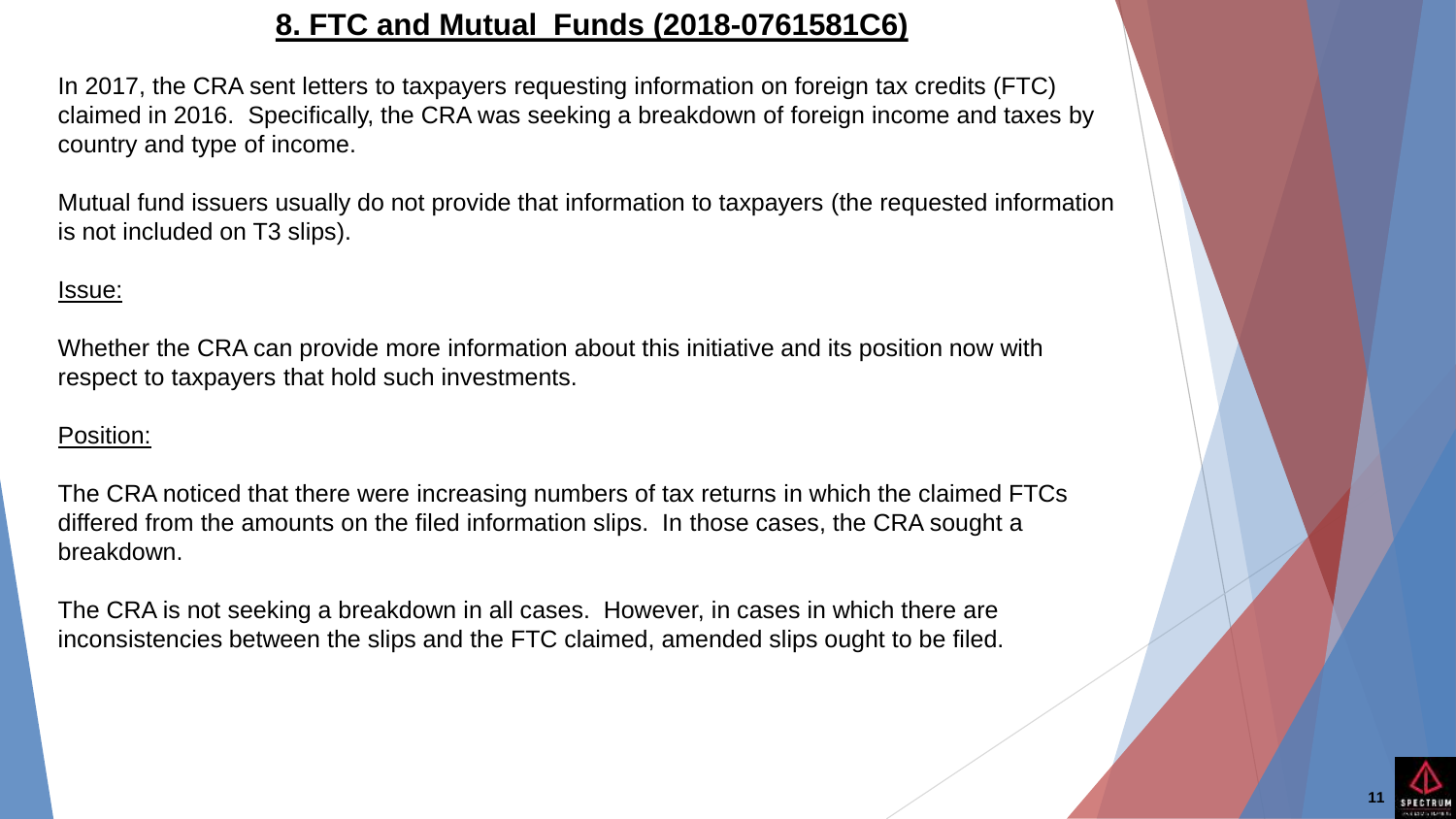## 8. FTC and Mutual Funds (2018-0761581C6)

In 2017, the CRA sent letters to taxpayers requesting information on foreign tax credits (FTC) claimed in 2016. Specifically, the CRA was seeking a breakdown of foreign income and taxes by country and type of income.

Mutual fund issuers usually do not provide that information to taxpayers (the requested information is not included on T3 slips).

Issue:

Whether the CRA can provide more information about this initiative and its position now with respect to taxpayers that hold such investments.

Position:

The CRA noticed that there were increasing numbers of tax returns in which the claimed FTCs differed from the amounts on the filed information slips. In those cases, the CRA sought a breakdown.

The CRA is not seeking a breakdown in all cases. However, in cases in which there are inconsistencies between the slips and the FTC claimed, amended slips ought to be filed.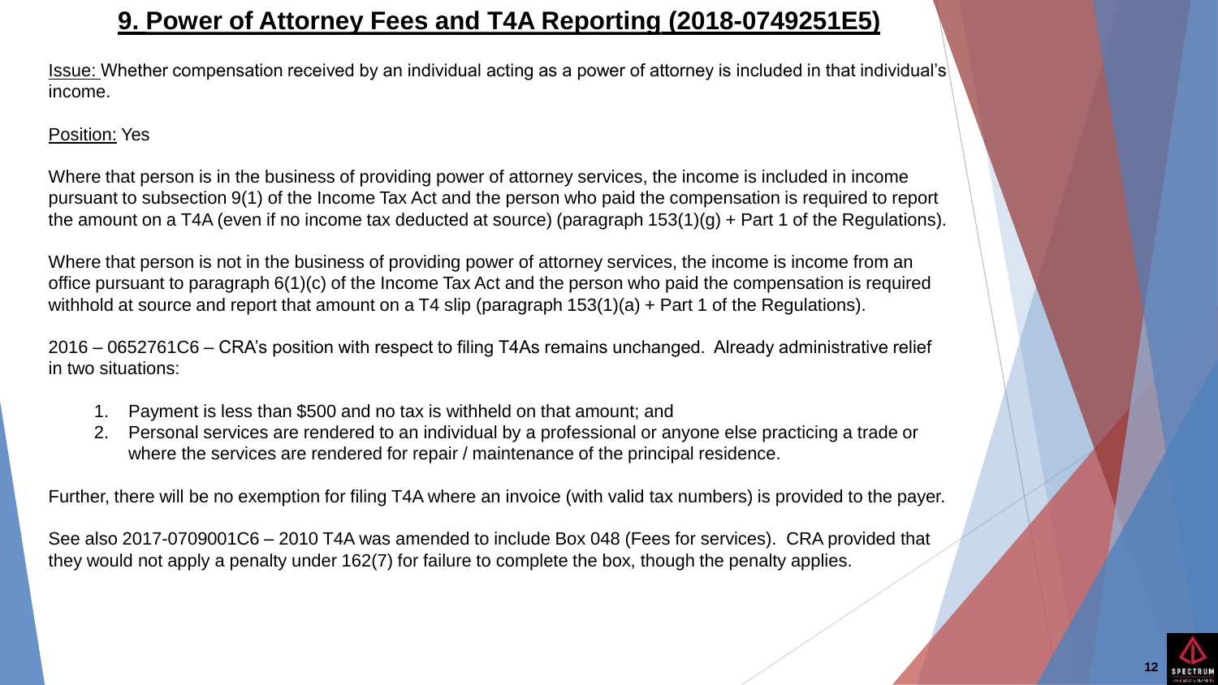# 9. Power of Attorney Fees and T4A Reporting (2018-0749251E5)

Issue: Whether compensation received by an individual acting as a power of attorney is included in that individual's income.

Position: Yes

Where that person is in the business of providing power of attorney services, the income is included in income pursuant to subsection 9(1) of the Income Tax Act and the person who paid the compensation is required to report the amount on a T4A (even if no income tax deducted at source) (paragraph 153(1)(g) + Part 1 of the Regulations).

Where that person is not in the business of providing power of attorney services, the income is income from an office pursuant to paragraph 6(1)(c) of the Income Tax Act and the person who paid the compensation is required withhold at source and report that amount on a T4 slip (paragraph 153(1)(a) + Part 1 of the Regulations).

2016 – 0652761C6 – CRA's position with respect to filing T4As remains unchanged. Already administrative relief in two situations:

1. Payment is less than $500 and no tax is withheld on that amount; and
2. Personal services are rendered to an individual by a professional or anyone else practicing a trade or where the services are rendered for repair / maintenance of the principal residence.

Further, there will be no exemption for filing T4A where an invoice (with valid tax numbers) is provided to the payer.

See also 2017-0709001C6 – 2010 T4A was amended to include Box 048 (Fees for services). CRA provided that they would not apply a penalty under 162(7) for failure to complete the box, though the penalty applies.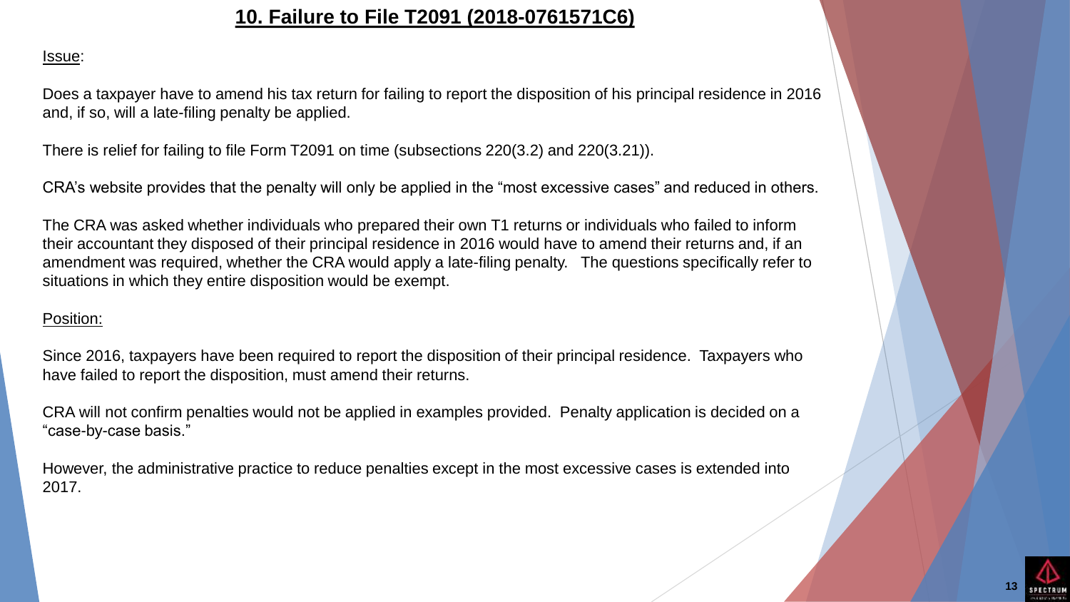# 10. Failure to File T2091 (2018-0761571C6)

Issue:

Does a taxpayer have to amend his tax return for failing to report the disposition of his principal residence in 2016 and, if so, will a late-filing penalty be applied.

There is relief for failing to file Form T2091 on time (subsections 220(3.2) and 220(3.21)).

CRA's website provides that the penalty will only be applied in the "most excessive cases" and reduced in others.

The CRA was asked whether individuals who prepared their own T1 returns or individuals who failed to inform their accountant they disposed of their principal residence in 2016 would have to amend their returns and, if an amendment was required, whether the CRA would apply a late-filing penalty. The questions specifically refer to situations in which they entire disposition would be exempt.

Position:

Since 2016, taxpayers have been required to report the disposition of their principal residence. Taxpayers who have failed to report the disposition, must amend their returns.

CRA will not confirm penalties would not be applied in examples provided. Penalty application is decided on a "case-by-case basis."

However, the administrative practice to reduce penalties except in the most excessive cases is extended into 2017.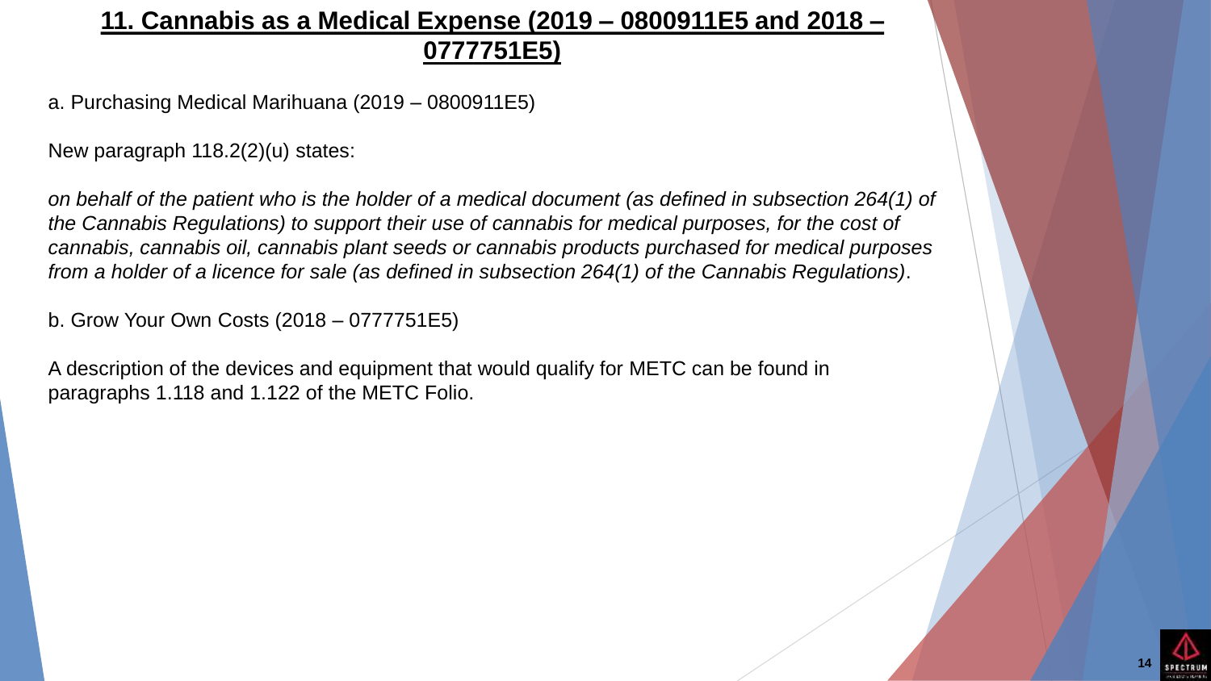## 11. Cannabis as a Medical Expense (2019 – 0800911E5 and 2018 – 0777751E5)

a. Purchasing Medical Marihuana (2019 – 0800911E5)

New paragraph 118.2(2)(u) states:

*on behalf of the patient who is the holder of a medical document (as defined in subsection 264(1) of the Cannabis Regulations) to support their use of cannabis for medical purposes, for the cost of cannabis, cannabis oil, cannabis plant seeds or cannabis products purchased for medical purposes from a holder of a licence for sale (as defined in subsection 264(1) of the Cannabis Regulations)*.

b. Grow Your Own Costs (2018 – 0777751E5)

A description of the devices and equipment that would qualify for METC can be found in paragraphs 1.118 and 1.122 of the METC Folio.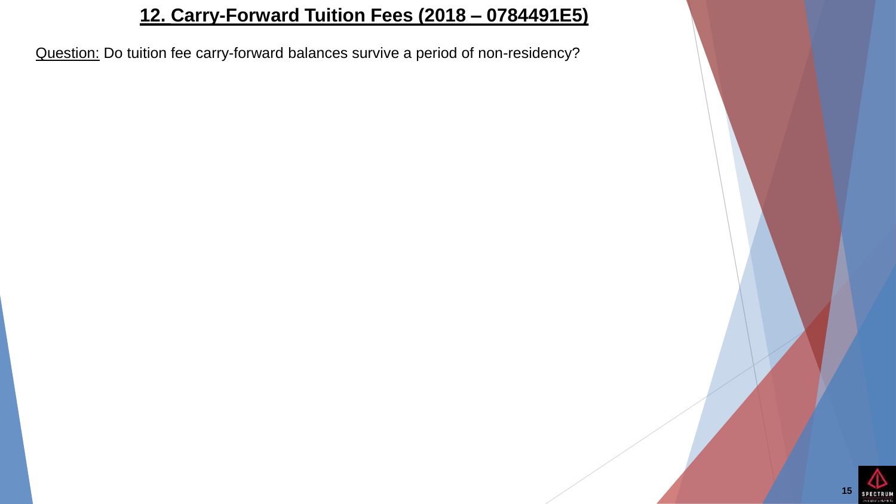## 12. Carry-Forward Tuition Fees (2018 – 0784491E5)

Question: Do tuition fee carry-forward balances survive a period of non-residency?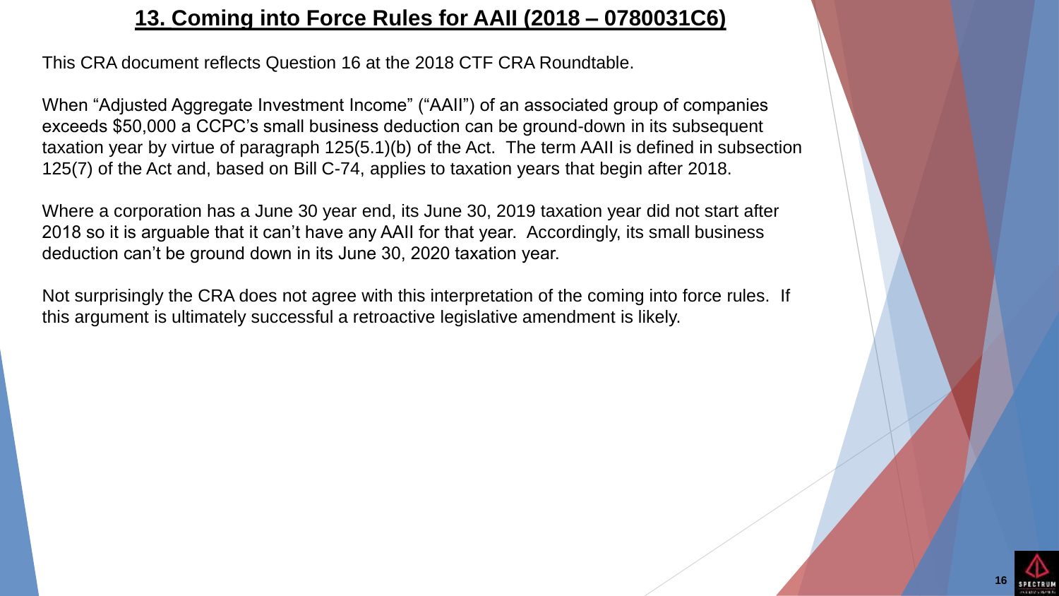## 13. Coming into Force Rules for AAII (2018 – 0780031C6)

This CRA document reflects Question 16 at the 2018 CTF CRA Roundtable.

When "Adjusted Aggregate Investment Income" ("AAII") of an associated group of companies exceeds $50,000 a CCPC's small business deduction can be ground-down in its subsequent taxation year by virtue of paragraph 125(5.1)(b) of the Act. The term AAII is defined in subsection 125(7) of the Act and, based on Bill C-74, applies to taxation years that begin after 2018.

Where a corporation has a June 30 year end, its June 30, 2019 taxation year did not start after 2018 so it is arguable that it can't have any AAII for that year. Accordingly, its small business deduction can't be ground down in its June 30, 2020 taxation year.

Not surprisingly the CRA does not agree with this interpretation of the coming into force rules. If this argument is ultimately successful a retroactive legislative amendment is likely.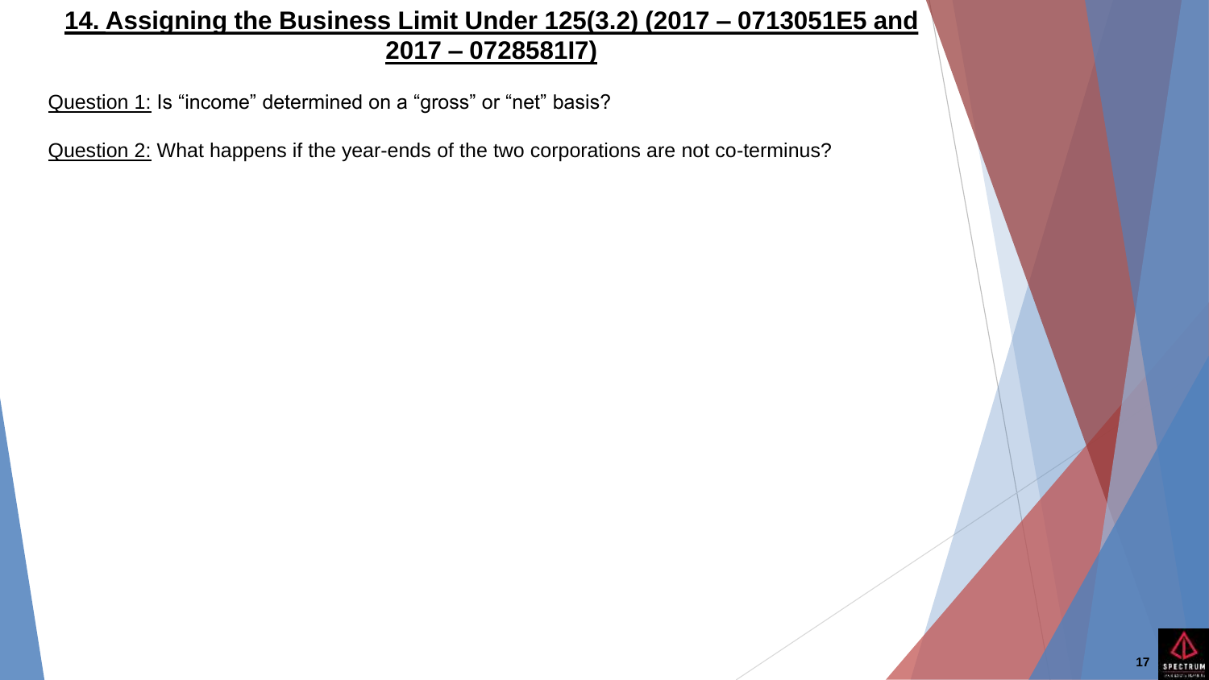## 14. Assigning the Business Limit Under 125(3.2) (2017 – 0713051E5 and 2017 – 0728581I7)

Question 1: Is “income” determined on a “gross” or “net” basis?

Question 2: What happens if the year-ends of the two corporations are not co-terminus?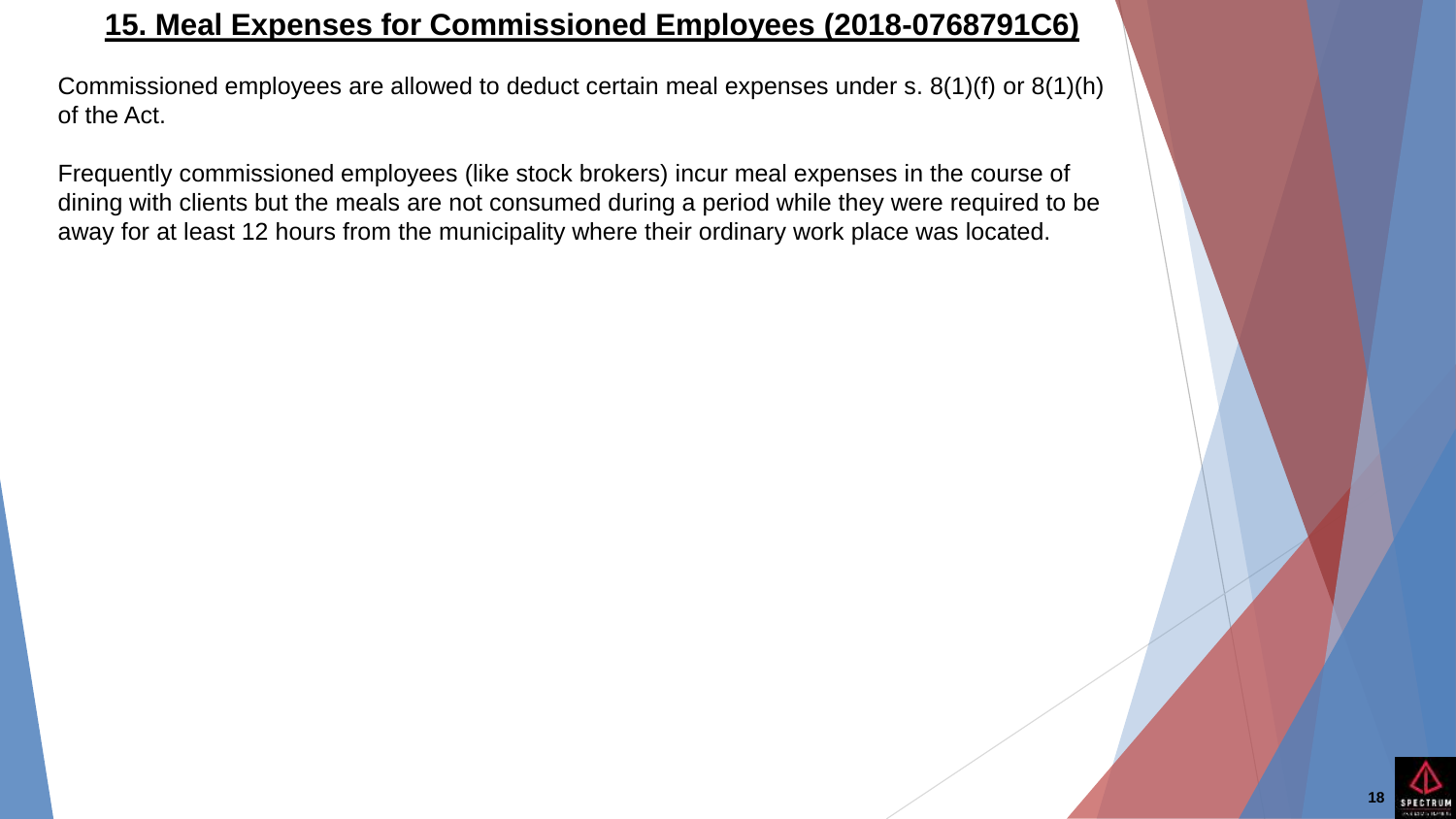# 15. Meal Expenses for Commissioned Employees (2018-0768791C6)

Commissioned employees are allowed to deduct certain meal expenses under s. 8(1)(f) or 8(1)(h) of the Act.

Frequently commissioned employees (like stock brokers) incur meal expenses in the course of dining with clients but the meals are not consumed during a period while they were required to be away for at least 12 hours from the municipality where their ordinary work place was located.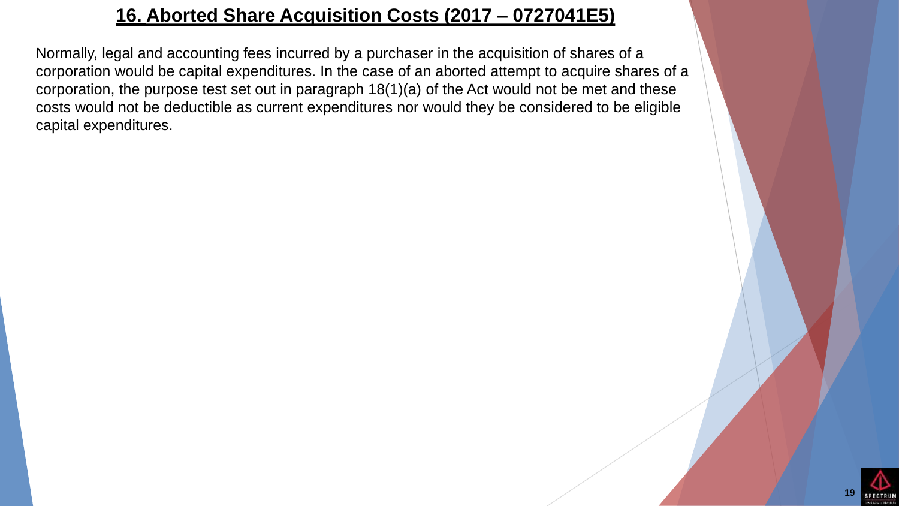## 16. Aborted Share Acquisition Costs (2017 – 0727041E5)

Normally, legal and accounting fees incurred by a purchaser in the acquisition of shares of a corporation would be capital expenditures. In the case of an aborted attempt to acquire shares of a corporation, the purpose test set out in paragraph 18(1)(a) of the Act would not be met and these costs would not be deductible as current expenditures nor would they be considered to be eligible capital expenditures.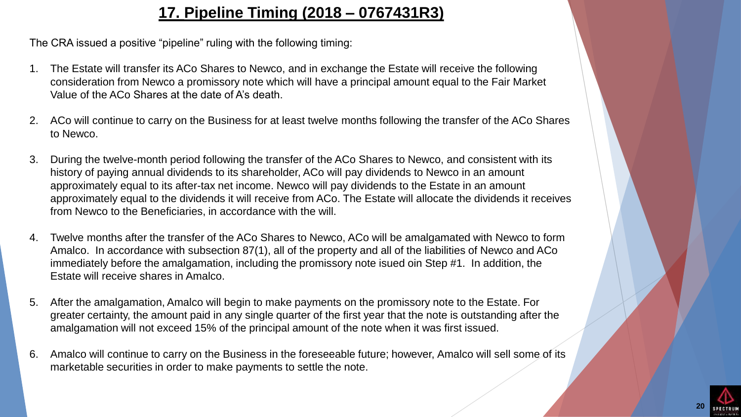# 17. Pipeline Timing (2018 – 0767431R3)

The CRA issued a positive "pipeline" ruling with the following timing:

1. The Estate will transfer its ACo Shares to Newco, and in exchange the Estate will receive the following consideration from Newco a promissory note which will have a principal amount equal to the Fair Market Value of the ACo Shares at the date of A's death.

2. ACo will continue to carry on the Business for at least twelve months following the transfer of the ACo Shares to Newco.

3. During the twelve-month period following the transfer of the ACo Shares to Newco, and consistent with its history of paying annual dividends to its shareholder, ACo will pay dividends to Newco in an amount approximately equal to its after-tax net income. Newco will pay dividends to the Estate in an amount approximately equal to the dividends it will receive from ACo. The Estate will allocate the dividends it receives from Newco to the Beneficiaries, in accordance with the will.

4. Twelve months after the transfer of the ACo Shares to Newco, ACo will be amalgamated with Newco to form Amalco. In accordance with subsection 87(1), all of the property and all of the liabilities of Newco and ACo immediately before the amalgamation, including the promissory note isued oin Step #1. In addition, the Estate will receive shares in Amalco.

5. After the amalgamation, Amalco will begin to make payments on the promissory note to the Estate. For greater certainty, the amount paid in any single quarter of the first year that the note is outstanding after the amalgamation will not exceed 15% of the principal amount of the note when it was first issued.

6. Amalco will continue to carry on the Business in the foreseeable future; however, Amalco will sell some of its marketable securities in order to make payments to settle the note.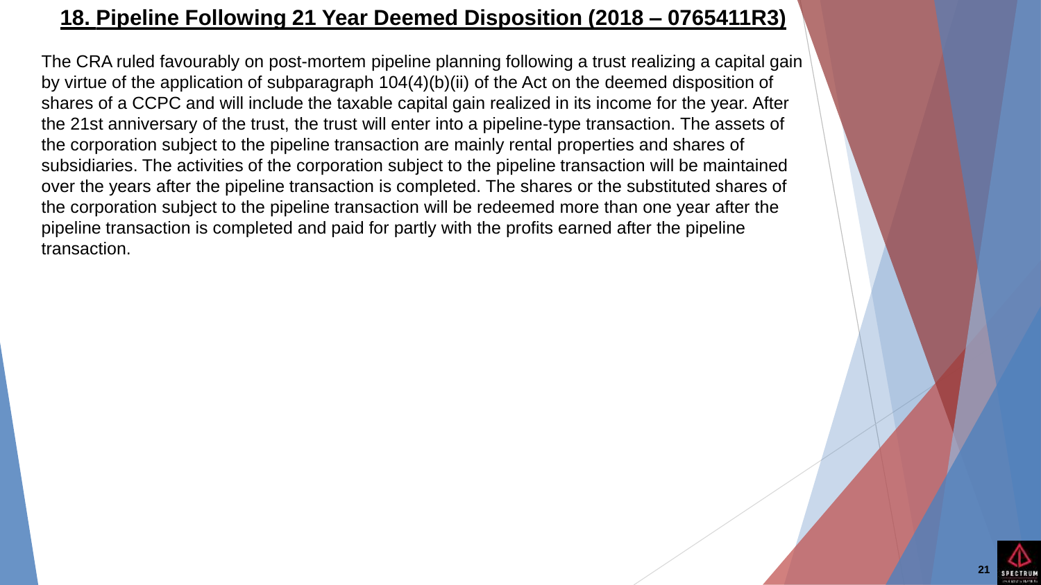## 18. Pipeline Following 21 Year Deemed Disposition (2018 – 0765411R3)

The CRA ruled favourably on post-mortem pipeline planning following a trust realizing a capital gain by virtue of the application of subparagraph 104(4)(b)(ii) of the Act on the deemed disposition of shares of a CCPC and will include the taxable capital gain realized in its income for the year. After the 21st anniversary of the trust, the trust will enter into a pipeline-type transaction. The assets of the corporation subject to the pipeline transaction are mainly rental properties and shares of subsidiaries. The activities of the corporation subject to the pipeline transaction will be maintained over the years after the pipeline transaction is completed. The shares or the substituted shares of the corporation subject to the pipeline transaction will be redeemed more than one year after the pipeline transaction is completed and paid for partly with the profits earned after the pipeline transaction.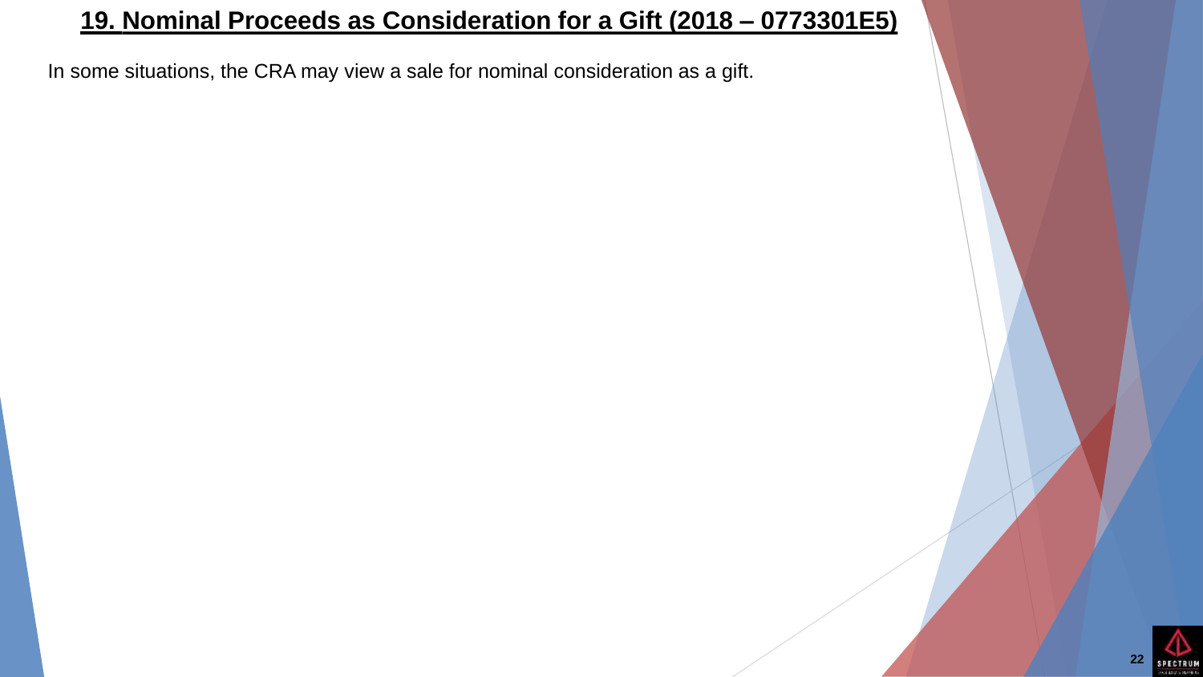## 19. Nominal Proceeds as Consideration for a Gift (2018 – 0773301E5)

In some situations, the CRA may view a sale for nominal consideration as a gift.